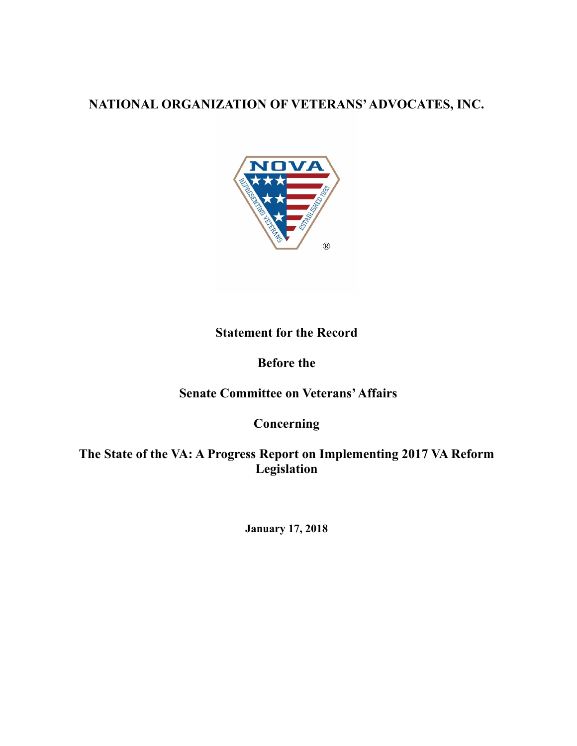# NATIONAL ORGANIZATION OF VETERANS' ADVOCATES, INC.

**Statement for the Record**

**Before the**

**Senate Committee on Veterans' Affairs**

**Concerning**

**The State of the VA: A Progress Report on Implementing 2017 VA Reform Legislation**

**January 17, 2018**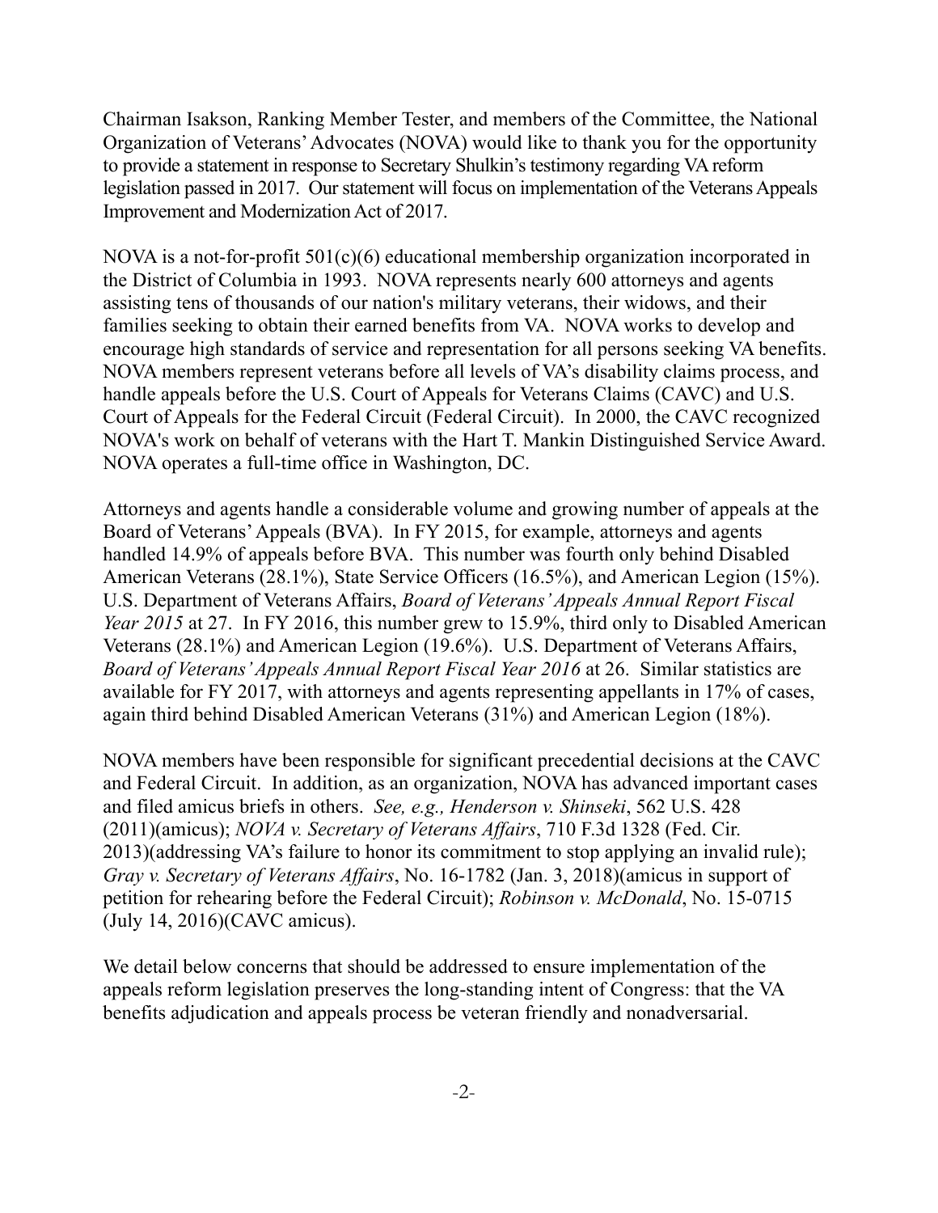Chairman Isakson, Ranking Member Tester, and members of the Committee, the National Organization of Veterans' Advocates (NOVA) would like to thank you for the opportunity to provide a statement in response to Secretary Shulkin's testimony regarding VA reform legislation passed in 2017. Our statement will focus on implementation of the Veterans Appeals Improvement and Modernization Act of 2017.

NOVA is a not-for-profit 501(c)(6) educational membership organization incorporated in the District of Columbia in 1993. NOVA represents nearly 600 attorneys and agents assisting tens of thousands of our nation's military veterans, their widows, and their families seeking to obtain their earned benefits from VA. NOVA works to develop and encourage high standards of service and representation for all persons seeking VA benefits. NOVA members represent veterans before all levels of VA's disability claims process, and handle appeals before the U.S. Court of Appeals for Veterans Claims (CAVC) and U.S. Court of Appeals for the Federal Circuit (Federal Circuit). In 2000, the CAVC recognized NOVA's work on behalf of veterans with the Hart T. Mankin Distinguished Service Award. NOVA operates a full-time office in Washington, DC.

Attorneys and agents handle a considerable volume and growing number of appeals at the Board of Veterans' Appeals (BVA). In FY 2015, for example, attorneys and agents handled 14.9% of appeals before BVA. This number was fourth only behind Disabled American Veterans (28.1%), State Service Officers (16.5%), and American Legion (15%). U.S. Department of Veterans Affairs, *Board of Veterans' Appeals Annual Report Fiscal Year 2015* at 27. In FY 2016, this number grew to 15.9%, third only to Disabled American Veterans (28.1%) and American Legion (19.6%). U.S. Department of Veterans Affairs, *Board of Veterans' Appeals Annual Report Fiscal Year 2016* at 26. Similar statistics are available for FY 2017, with attorneys and agents representing appellants in 17% of cases, again third behind Disabled American Veterans (31%) and American Legion (18%).

NOVA members have been responsible for significant precedential decisions at the CAVC and Federal Circuit. In addition, as an organization, NOVA has advanced important cases and filed amicus briefs in others. *See, e.g., Henderson v. Shinseki*, 562 U.S. 428 (2011)(amicus); *NOVA v. Secretary of Veterans Affairs*, 710 F.3d 1328 (Fed. Cir. 2013)(addressing VA's failure to honor its commitment to stop applying an invalid rule); *Gray v. Secretary of Veterans Affairs*, No. 16-1782 (Jan. 3, 2018)(amicus in support of petition for rehearing before the Federal Circuit); *Robinson v. McDonald*, No. 15-0715 (July 14, 2016)(CAVC amicus).

We detail below concerns that should be addressed to ensure implementation of the appeals reform legislation preserves the long-standing intent of Congress: that the VA benefits adjudication and appeals process be veteran friendly and nonadversarial.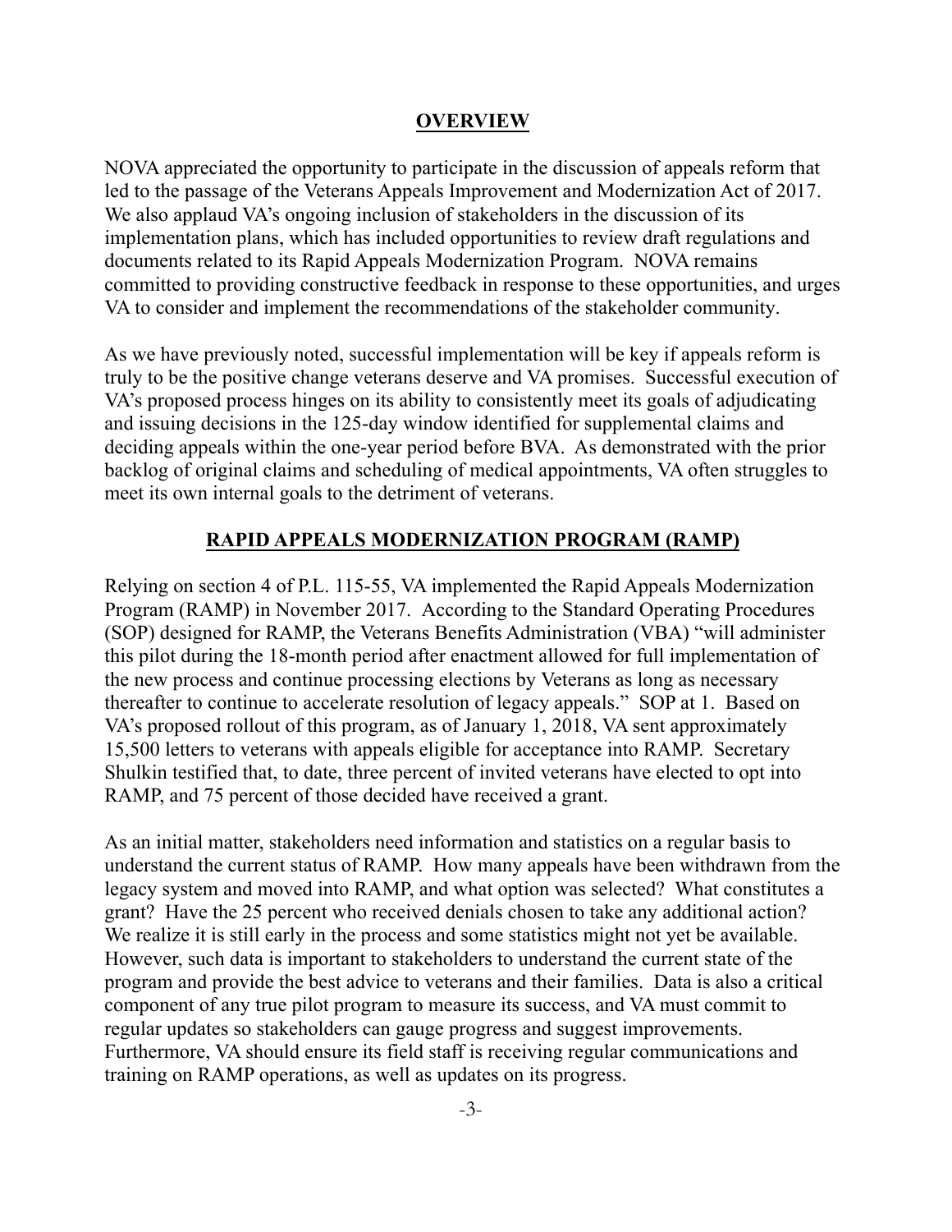## OVERVIEW

NOVA appreciated the opportunity to participate in the discussion of appeals reform that led to the passage of the Veterans Appeals Improvement and Modernization Act of 2017. We also applaud VA's ongoing inclusion of stakeholders in the discussion of its implementation plans, which has included opportunities to review draft regulations and documents related to its Rapid Appeals Modernization Program. NOVA remains committed to providing constructive feedback in response to these opportunities, and urges VA to consider and implement the recommendations of the stakeholder community.

As we have previously noted, successful implementation will be key if appeals reform is truly to be the positive change veterans deserve and VA promises. Successful execution of VA's proposed process hinges on its ability to consistently meet its goals of adjudicating and issuing decisions in the 125-day window identified for supplemental claims and deciding appeals within the one-year period before BVA. As demonstrated with the prior backlog of original claims and scheduling of medical appointments, VA often struggles to meet its own internal goals to the detriment of veterans.

## RAPID APPEALS MODERNIZATION PROGRAM (RAMP)

Relying on section 4 of P.L. 115-55, VA implemented the Rapid Appeals Modernization Program (RAMP) in November 2017. According to the Standard Operating Procedures (SOP) designed for RAMP, the Veterans Benefits Administration (VBA) "will administer this pilot during the 18-month period after enactment allowed for full implementation of the new process and continue processing elections by Veterans as long as necessary thereafter to continue to accelerate resolution of legacy appeals." SOP at 1. Based on VA's proposed rollout of this program, as of January 1, 2018, VA sent approximately 15,500 letters to veterans with appeals eligible for acceptance into RAMP. Secretary Shulkin testified that, to date, three percent of invited veterans have elected to opt into RAMP, and 75 percent of those decided have received a grant.

As an initial matter, stakeholders need information and statistics on a regular basis to understand the current status of RAMP. How many appeals have been withdrawn from the legacy system and moved into RAMP, and what option was selected? What constitutes a grant? Have the 25 percent who received denials chosen to take any additional action? We realize it is still early in the process and some statistics might not yet be available. However, such data is important to stakeholders to understand the current state of the program and provide the best advice to veterans and their families. Data is also a critical component of any true pilot program to measure its success, and VA must commit to regular updates so stakeholders can gauge progress and suggest improvements. Furthermore, VA should ensure its field staff is receiving regular communications and training on RAMP operations, as well as updates on its progress.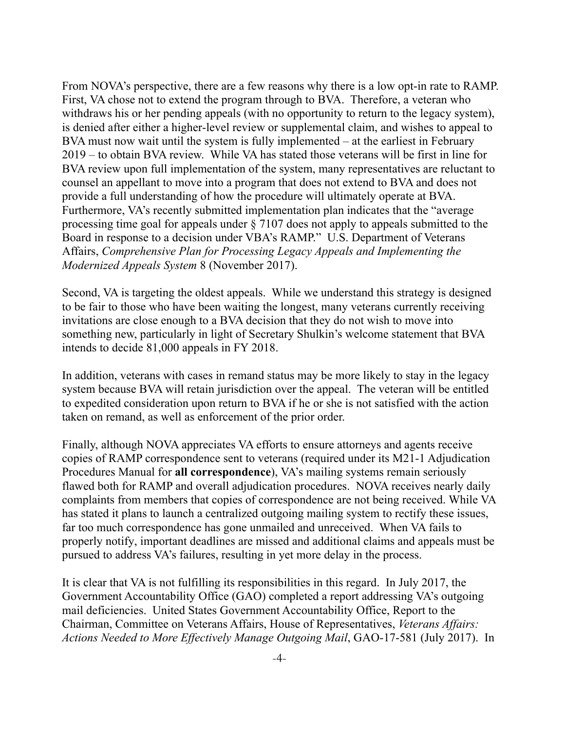From NOVA's perspective, there are a few reasons why there is a low opt-in rate to RAMP. First, VA chose not to extend the program through to BVA. Therefore, a veteran who withdraws his or her pending appeals (with no opportunity to return to the legacy system), is denied after either a higher-level review or supplemental claim, and wishes to appeal to BVA must now wait until the system is fully implemented – at the earliest in February 2019 – to obtain BVA review. While VA has stated those veterans will be first in line for BVA review upon full implementation of the system, many representatives are reluctant to counsel an appellant to move into a program that does not extend to BVA and does not provide a full understanding of how the procedure will ultimately operate at BVA. Furthermore, VA's recently submitted implementation plan indicates that the "average processing time goal for appeals under § 7107 does not apply to appeals submitted to the Board in response to a decision under VBA's RAMP." U.S. Department of Veterans Affairs, *Comprehensive Plan for Processing Legacy Appeals and Implementing the Modernized Appeals System* 8 (November 2017).

Second, VA is targeting the oldest appeals. While we understand this strategy is designed to be fair to those who have been waiting the longest, many veterans currently receiving invitations are close enough to a BVA decision that they do not wish to move into something new, particularly in light of Secretary Shulkin's welcome statement that BVA intends to decide 81,000 appeals in FY 2018.

In addition, veterans with cases in remand status may be more likely to stay in the legacy system because BVA will retain jurisdiction over the appeal. The veteran will be entitled to expedited consideration upon return to BVA if he or she is not satisfied with the action taken on remand, as well as enforcement of the prior order.

Finally, although NOVA appreciates VA efforts to ensure attorneys and agents receive copies of RAMP correspondence sent to veterans (required under its M21-1 Adjudication Procedures Manual for **all correspondence**), VA's mailing systems remain seriously flawed both for RAMP and overall adjudication procedures. NOVA receives nearly daily complaints from members that copies of correspondence are not being received. While VA has stated it plans to launch a centralized outgoing mailing system to rectify these issues, far too much correspondence has gone unmailed and unreceived. When VA fails to properly notify, important deadlines are missed and additional claims and appeals must be pursued to address VA's failures, resulting in yet more delay in the process.

It is clear that VA is not fulfilling its responsibilities in this regard. In July 2017, the Government Accountability Office (GAO) completed a report addressing VA's outgoing mail deficiencies. United States Government Accountability Office, Report to the Chairman, Committee on Veterans Affairs, House of Representatives, *Veterans Affairs: Actions Needed to More Effectively Manage Outgoing Mail*, GAO-17-581 (July 2017). In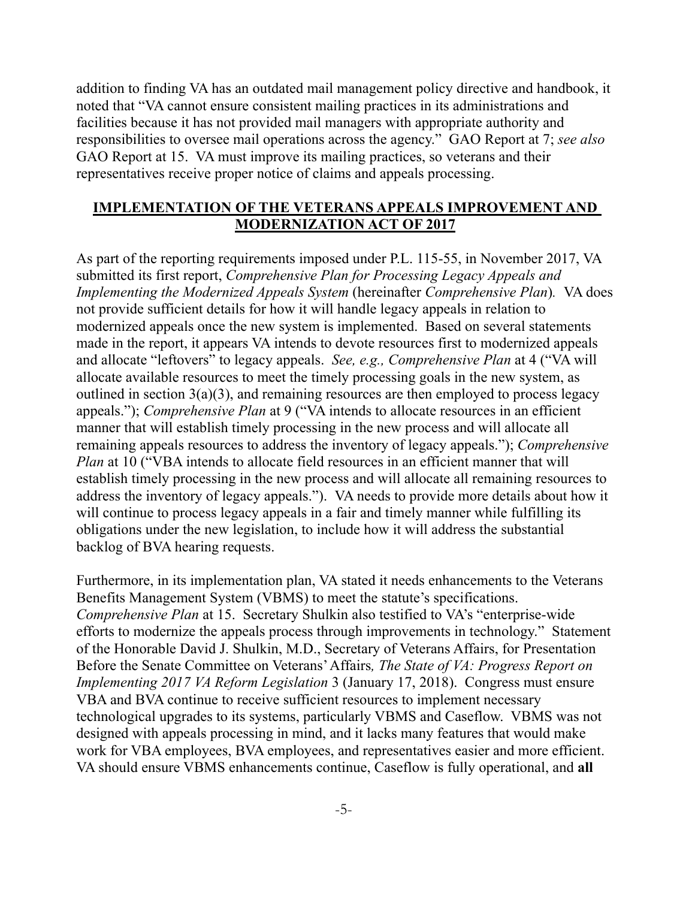addition to finding VA has an outdated mail management policy directive and handbook, it noted that "VA cannot ensure consistent mailing practices in its administrations and facilities because it has not provided mail managers with appropriate authority and responsibilities to oversee mail operations across the agency." GAO Report at 7; *see also* GAO Report at 15. VA must improve its mailing practices, so veterans and their representatives receive proper notice of claims and appeals processing.

## IMPLEMENTATION OF THE VETERANS APPEALS IMPROVEMENT AND MODERNIZATION ACT OF 2017

As part of the reporting requirements imposed under P.L. 115-55, in November 2017, VA submitted its first report, *Comprehensive Plan for Processing Legacy Appeals and Implementing the Modernized Appeals System* (hereinafter *Comprehensive Plan*). VA does not provide sufficient details for how it will handle legacy appeals in relation to modernized appeals once the new system is implemented. Based on several statements made in the report, it appears VA intends to devote resources first to modernized appeals and allocate "leftovers" to legacy appeals. *See, e.g., Comprehensive Plan* at 4 ("VA will allocate available resources to meet the timely processing goals in the new system, as outlined in section 3(a)(3), and remaining resources are then employed to process legacy appeals."); *Comprehensive Plan* at 9 ("VA intends to allocate resources in an efficient manner that will establish timely processing in the new process and will allocate all remaining appeals resources to address the inventory of legacy appeals."); *Comprehensive Plan* at 10 ("VBA intends to allocate field resources in an efficient manner that will establish timely processing in the new process and will allocate all remaining resources to address the inventory of legacy appeals."). VA needs to provide more details about how it will continue to process legacy appeals in a fair and timely manner while fulfilling its obligations under the new legislation, to include how it will address the substantial backlog of BVA hearing requests.

Furthermore, in its implementation plan, VA stated it needs enhancements to the Veterans Benefits Management System (VBMS) to meet the statute's specifications. *Comprehensive Plan* at 15. Secretary Shulkin also testified to VA's "enterprise-wide efforts to modernize the appeals process through improvements in technology." Statement of the Honorable David J. Shulkin, M.D., Secretary of Veterans Affairs, for Presentation Before the Senate Committee on Veterans' Affairs*, The State of VA: Progress Report on Implementing 2017 VA Reform Legislation* 3 (January 17, 2018). Congress must ensure VBA and BVA continue to receive sufficient resources to implement necessary technological upgrades to its systems, particularly VBMS and Caseflow. VBMS was not designed with appeals processing in mind, and it lacks many features that would make work for VBA employees, BVA employees, and representatives easier and more efficient. VA should ensure VBMS enhancements continue, Caseflow is fully operational, and **all**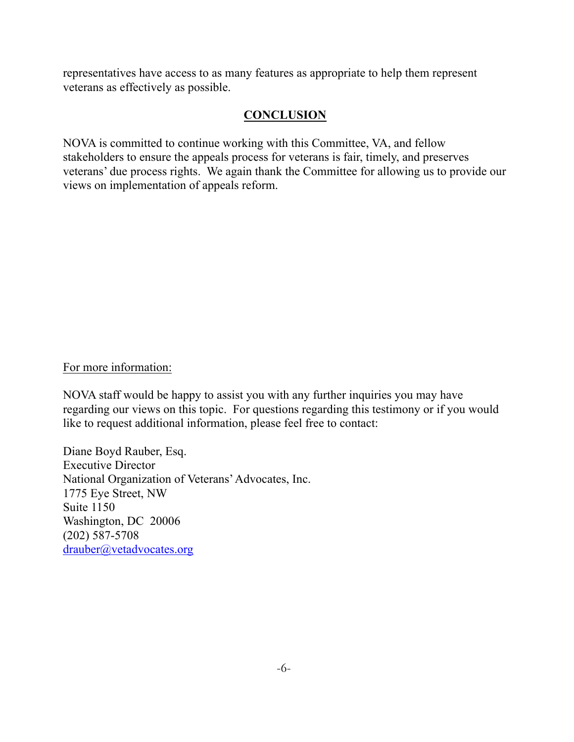representatives have access to as many features as appropriate to help them represent veterans as effectively as possible.

## CONCLUSION

NOVA is committed to continue working with this Committee, VA, and fellow stakeholders to ensure the appeals process for veterans is fair, timely, and preserves veterans' due process rights. We again thank the Committee for allowing us to provide our views on implementation of appeals reform.

For more information:

NOVA staff would be happy to assist you with any further inquiries you may have regarding our views on this topic. For questions regarding this testimony or if you would like to request additional information, please feel free to contact:

Diane Boyd Rauber, Esq.
Executive Director
National Organization of Veterans' Advocates, Inc.
1775 Eye Street, NW
Suite 1150
Washington, DC 20006
(202) 587-5708
drauber@vetadvocates.org